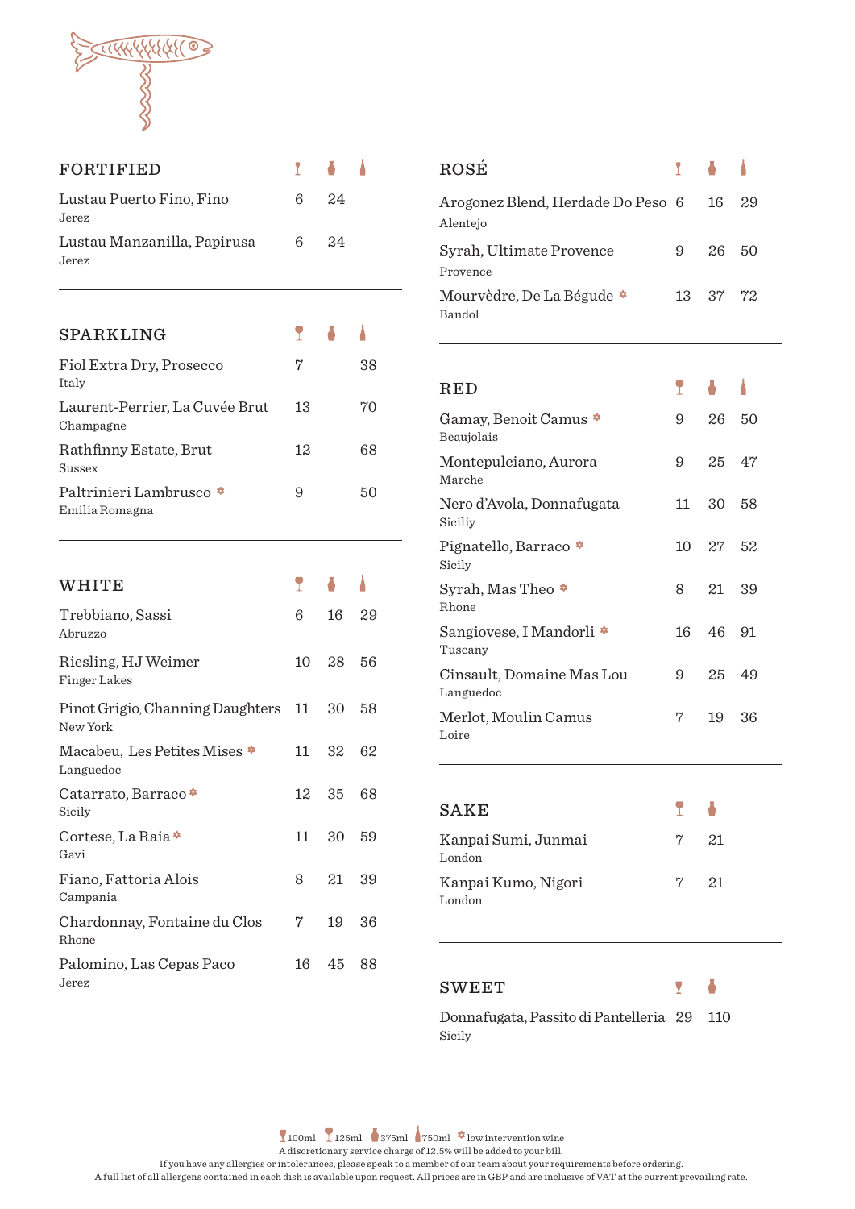## FORTIFIED

| Wine | 100ml | 375ml | 750ml |
|---|---|---|---|
| Lustau Puerto Fino, Fino<br>Jerez | 6 | 24 | |
| Lustau Manzanilla, Papirusa<br>Jerez | 6 | 24 | |

## SPARKLING

| Wine | 125ml | 375ml | 750ml |
|---|---|---|---|
| Fiol Extra Dry, Prosecco<br>Italy | 7 | | 38 |
| Laurent-Perrier, La Cuvée Brut<br>Champagne | 13 | | 70 |
| Rathfinny Estate, Brut<br>Sussex | 12 | | 68 |
| Paltrinieri Lambrusco ✽<br>Emilia Romagna | 9 | | 50 |

## WHITE

| Wine | 125ml | 375ml | 750ml |
|---|---|---|---|
| Trebbiano, Sassi<br>Abruzzo | 6 | 16 | 29 |
| Riesling, HJ Weimer<br>Finger Lakes | 10 | 28 | 56 |
| Pinot Grigio, Channing Daughters<br>New York | 11 | 30 | 58 |
| Macabeu, Les Petites Mises ✽<br>Languedoc | 11 | 32 | 62 |
| Catarrato, Barraco ✽<br>Sicily | 12 | 35 | 68 |
| Cortese, La Raia ✽<br>Gavi | 11 | 30 | 59 |
| Fiano, Fattoria Alois<br>Campania | 8 | 21 | 39 |
| Chardonnay, Fontaine du Clos<br>Rhone | 7 | 19 | 36 |
| Palomino, Las Cepas Paco<br>Jerez | 16 | 45 | 88 |

## ROSÉ

| Wine | 100ml | 375ml | 750ml |
|---|---|---|---|
| Arogonez Blend, Herdade Do Peso<br>Alentejo | 6 | 16 | 29 |
| Syrah, Ultimate Provence<br>Provence | 9 | 26 | 50 |
| Mourvèdre, De La Bégude ✽<br>Bandol | 13 | 37 | 72 |

## RED

| Wine | 125ml | 375ml | 750ml |
|---|---|---|---|
| Gamay, Benoit Camus ✽<br>Beaujolais | 9 | 26 | 50 |
| Montepulciano, Aurora<br>Marche | 9 | 25 | 47 |
| Nero d'Avola, Donnafugata<br>Siciliy | 11 | 30 | 58 |
| Pignatello, Barraco ✽<br>Sicily | 10 | 27 | 52 |
| Syrah, Mas Theo ✽<br>Rhone | 8 | 21 | 39 |
| Sangiovese, I Mandorli ✽<br>Tuscany | 16 | 46 | 91 |
| Cinsault, Domaine Mas Lou<br>Languedoc | 9 | 25 | 49 |
| Merlot, Moulin Camus<br>Loire | 7 | 19 | 36 |

## SAKE

| Sake | 125ml | 375ml |
|---|---|---|
| Kanpai Sumi, Junmai<br>London | 7 | 21 |
| Kanpai Kumo, Nigori<br>London | 7 | 21 |

## SWEET

| Wine | 100ml | 375ml |
|---|---|---|
| Donnafugata, Passito di Pantelleria<br>Sicily | 29 | 110 |

100ml 125ml 375ml 750ml ✽ low intervention wine

A discretionary service charge of 12.5% will be added to your bill.

If you have any allergies or intolerances, please speak to a member of our team about your requirements before ordering.

A full list of all allergens contained in each dish is available upon request. All prices are in GBP and are inclusive of VAT at the current prevailing rate.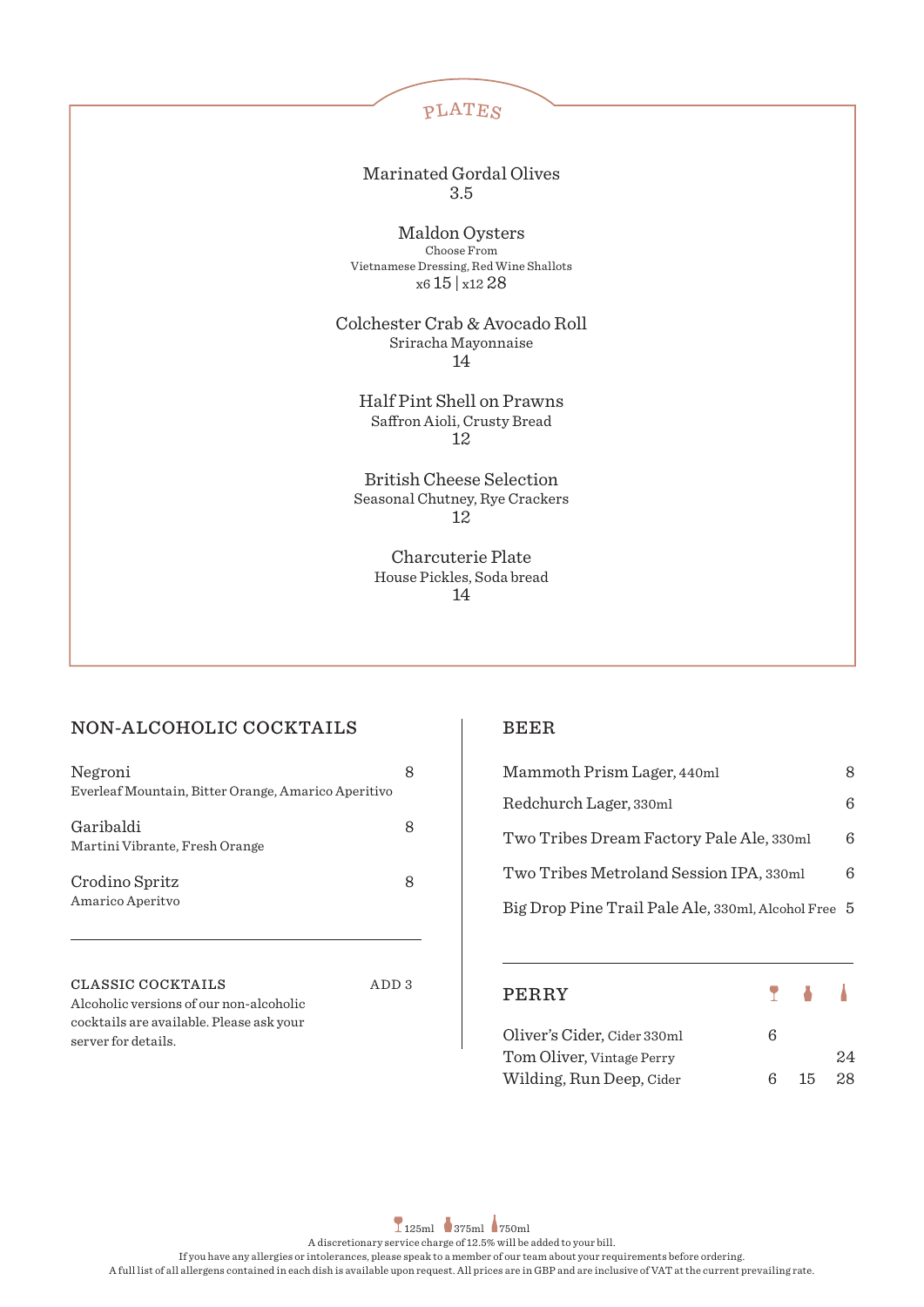## PLATES

Marinated Gordal Olives
3.5

Maldon Oysters
Choose From
Vietnamese Dressing, Red Wine Shallots
x6 15 | x12 28

Colchester Crab & Avocado Roll
Sriracha Mayonnaise
14

Half Pint Shell on Prawns
Saffron Aioli, Crusty Bread
12

British Cheese Selection
Seasonal Chutney, Rye Crackers
12

Charcuterie Plate
House Pickles, Soda bread
14

## NON-ALCOHOLIC COCKTAILS

| | |
|---|---|
| Negroni<br>Everleaf Mountain, Bitter Orange, Amarico Aperitivo | 8 |
| Garibaldi<br>Martini Vibrante, Fresh Orange | 8 |
| Crodino Spritz<br>Amarico Aperitvo | 8 |

CLASSIC COCKTAILS — ADD 3

Alcoholic versions of our non-alcoholic cocktails are available. Please ask your server for details.

## BEER

| | |
|---|---|
| Mammoth Prism Lager, 440ml | 8 |
| Redchurch Lager, 330ml | 6 |
| Two Tribes Dream Factory Pale Ale, 330ml | 6 |
| Two Tribes Metroland Session IPA, 330ml | 6 |
| Big Drop Pine Trail Pale Ale, 330ml, Alcohol Free | 5 |

## PERRY

| | 125ml | 375ml | 750ml |
|---|---|---|---|
| Oliver's Cider, Cider 330ml | 6 | | |
| Tom Oliver, Vintage Perry | | | 24 |
| Wilding, Run Deep, Cider | 6 | 15 | 28 |

125ml 375ml 750ml

A discretionary service charge of 12.5% will be added to your bill.

If you have any allergies or intolerances, please speak to a member of our team about your requirements before ordering.

A full list of all allergens contained in each dish is available upon request. All prices are in GBP and are inclusive of VAT at the current prevailing rate.